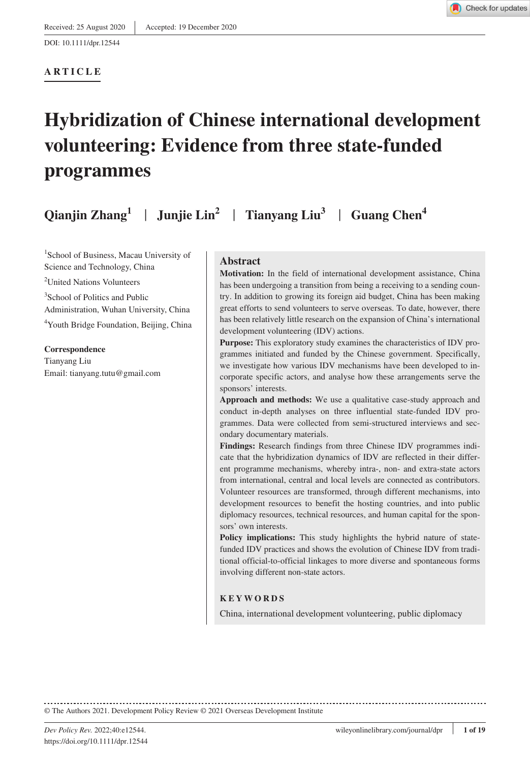Received: 25 August 2020 | Accepted: 19 December 2020

DOI: 10.1111/dpr.12544

**ARTICLE**

# Hybridization of Chinese international development volunteering: Evidence from three state-funded programmes

**Qianjin Zhang[1] | Junjie Lin[2] | Tianyang Liu[3] | Guang Chen[4]**

[1]School of Business, Macau University of Science and Technology, China

[2]United Nations Volunteers

[3]School of Politics and Public Administration, Wuhan University, China

[4]Youth Bridge Foundation, Beijing, China

**Correspondence**
Tianyang Liu
Email: tianyang.tutu@gmail.com

## Abstract

**Motivation:** In the field of international development assistance, China has been undergoing a transition from being a receiving to a sending country. In addition to growing its foreign aid budget, China has been making great efforts to send volunteers to serve overseas. To date, however, there has been relatively little research on the expansion of China's international development volunteering (IDV) actions.

**Purpose:** This exploratory study examines the characteristics of IDV programmes initiated and funded by the Chinese government. Specifically, we investigate how various IDV mechanisms have been developed to incorporate specific actors, and analyse how these arrangements serve the sponsors' interests.

**Approach and methods:** We use a qualitative case-study approach and conduct in-depth analyses on three influential state-funded IDV programmes. Data were collected from semi-structured interviews and secondary documentary materials.

**Findings:** Research findings from three Chinese IDV programmes indicate that the hybridization dynamics of IDV are reflected in their different programme mechanisms, whereby intra-, non- and extra-state actors from international, central and local levels are connected as contributors. Volunteer resources are transformed, through different mechanisms, into development resources to benefit the hosting countries, and into public diplomacy resources, technical resources, and human capital for the sponsors' own interests.

**Policy implications:** This study highlights the hybrid nature of state-funded IDV practices and shows the evolution of Chinese IDV from traditional official-to-official linkages to more diverse and spontaneous forms involving different non-state actors.

**KEYWORDS**

China, international development volunteering, public diplomacy

© The Authors 2021. Development Policy Review © 2021 Overseas Development Institute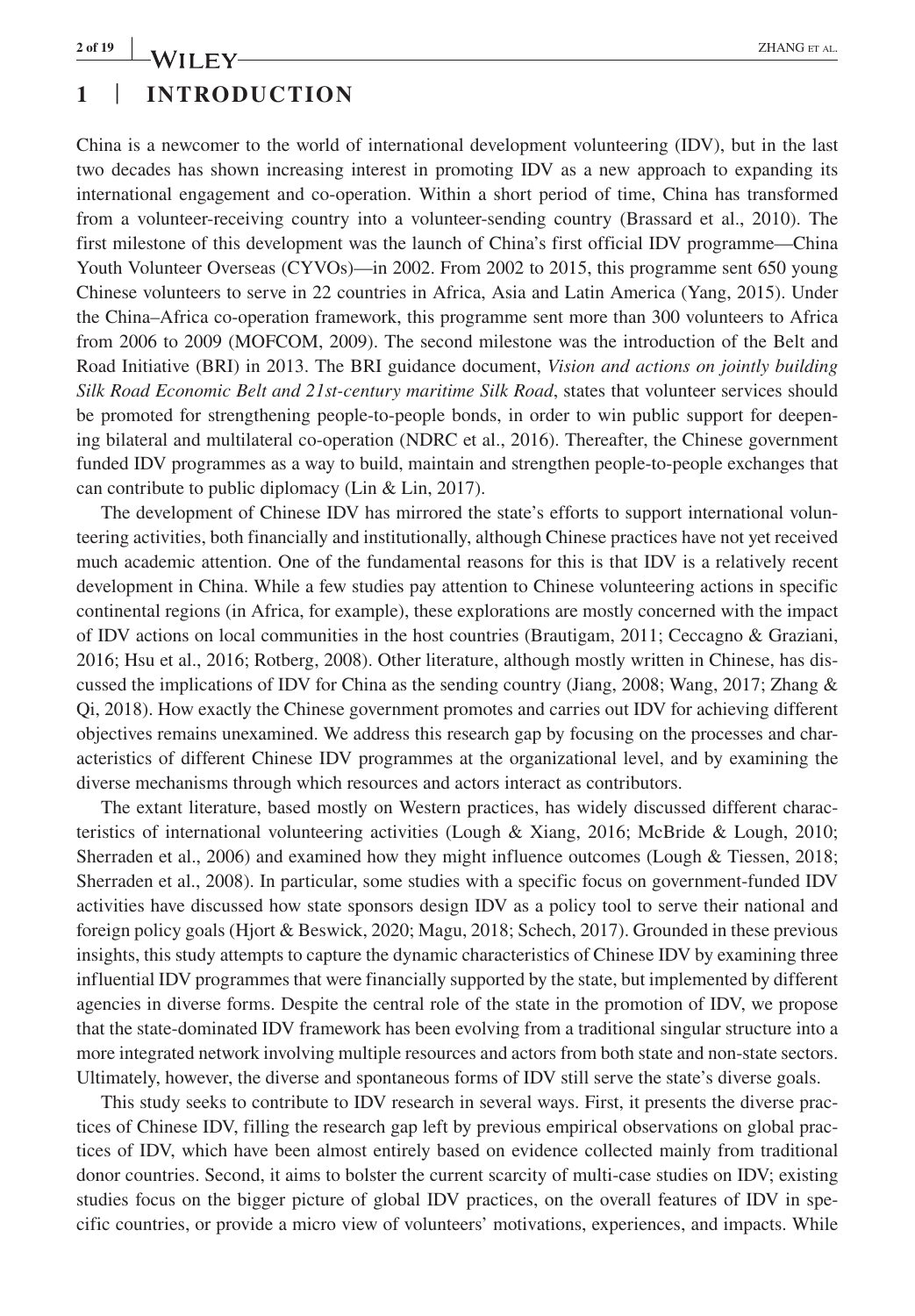# 1 | INTRODUCTION

China is a newcomer to the world of international development volunteering (IDV), but in the last two decades has shown increasing interest in promoting IDV as a new approach to expanding its international engagement and co-operation. Within a short period of time, China has transformed from a volunteer-receiving country into a volunteer-sending country (Brassard et al., 2010). The first milestone of this development was the launch of China's first official IDV programme—China Youth Volunteer Overseas (CYVOs)—in 2002. From 2002 to 2015, this programme sent 650 young Chinese volunteers to serve in 22 countries in Africa, Asia and Latin America (Yang, 2015). Under the China–Africa co-operation framework, this programme sent more than 300 volunteers to Africa from 2006 to 2009 (MOFCOM, 2009). The second milestone was the introduction of the Belt and Road Initiative (BRI) in 2013. The BRI guidance document, *Vision and actions on jointly building Silk Road Economic Belt and 21st-century maritime Silk Road*, states that volunteer services should be promoted for strengthening people-to-people bonds, in order to win public support for deepening bilateral and multilateral co-operation (NDRC et al., 2016). Thereafter, the Chinese government funded IDV programmes as a way to build, maintain and strengthen people-to-people exchanges that can contribute to public diplomacy (Lin & Lin, 2017).

The development of Chinese IDV has mirrored the state's efforts to support international volunteering activities, both financially and institutionally, although Chinese practices have not yet received much academic attention. One of the fundamental reasons for this is that IDV is a relatively recent development in China. While a few studies pay attention to Chinese volunteering actions in specific continental regions (in Africa, for example), these explorations are mostly concerned with the impact of IDV actions on local communities in the host countries (Brautigam, 2011; Ceccagno & Graziani, 2016; Hsu et al., 2016; Rotberg, 2008). Other literature, although mostly written in Chinese, has discussed the implications of IDV for China as the sending country (Jiang, 2008; Wang, 2017; Zhang & Qi, 2018). How exactly the Chinese government promotes and carries out IDV for achieving different objectives remains unexamined. We address this research gap by focusing on the processes and characteristics of different Chinese IDV programmes at the organizational level, and by examining the diverse mechanisms through which resources and actors interact as contributors.

The extant literature, based mostly on Western practices, has widely discussed different characteristics of international volunteering activities (Lough & Xiang, 2016; McBride & Lough, 2010; Sherraden et al., 2006) and examined how they might influence outcomes (Lough & Tiessen, 2018; Sherraden et al., 2008). In particular, some studies with a specific focus on government-funded IDV activities have discussed how state sponsors design IDV as a policy tool to serve their national and foreign policy goals (Hjort & Beswick, 2020; Magu, 2018; Schech, 2017). Grounded in these previous insights, this study attempts to capture the dynamic characteristics of Chinese IDV by examining three influential IDV programmes that were financially supported by the state, but implemented by different agencies in diverse forms. Despite the central role of the state in the promotion of IDV, we propose that the state-dominated IDV framework has been evolving from a traditional singular structure into a more integrated network involving multiple resources and actors from both state and non-state sectors. Ultimately, however, the diverse and spontaneous forms of IDV still serve the state's diverse goals.

This study seeks to contribute to IDV research in several ways. First, it presents the diverse practices of Chinese IDV, filling the research gap left by previous empirical observations on global practices of IDV, which have been almost entirely based on evidence collected mainly from traditional donor countries. Second, it aims to bolster the current scarcity of multi-case studies on IDV; existing studies focus on the bigger picture of global IDV practices, on the overall features of IDV in specific countries, or provide a micro view of volunteers' motivations, experiences, and impacts. While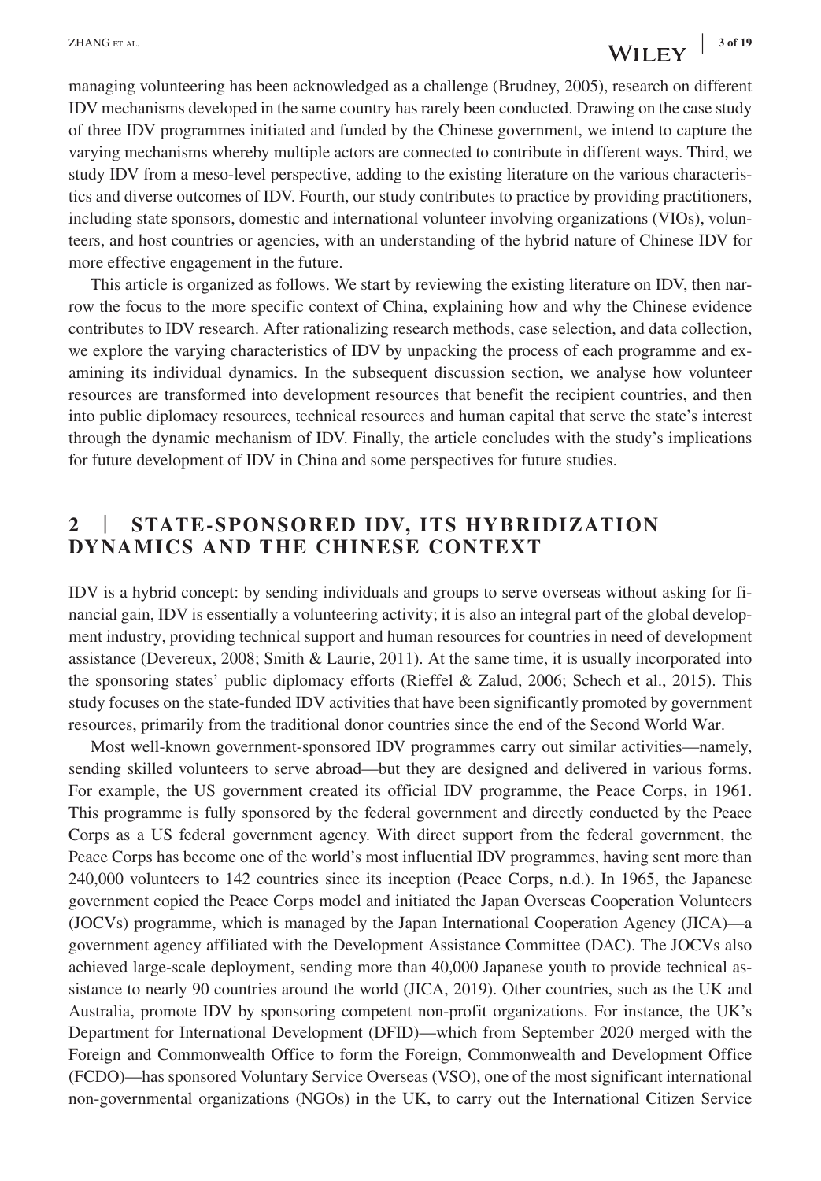managing volunteering has been acknowledged as a challenge (Brudney, 2005), research on different IDV mechanisms developed in the same country has rarely been conducted. Drawing on the case study of three IDV programmes initiated and funded by the Chinese government, we intend to capture the varying mechanisms whereby multiple actors are connected to contribute in different ways. Third, we study IDV from a meso-level perspective, adding to the existing literature on the various characteristics and diverse outcomes of IDV. Fourth, our study contributes to practice by providing practitioners, including state sponsors, domestic and international volunteer involving organizations (VIOs), volunteers, and host countries or agencies, with an understanding of the hybrid nature of Chinese IDV for more effective engagement in the future.

This article is organized as follows. We start by reviewing the existing literature on IDV, then narrow the focus to the more specific context of China, explaining how and why the Chinese evidence contributes to IDV research. After rationalizing research methods, case selection, and data collection, we explore the varying characteristics of IDV by unpacking the process of each programme and examining its individual dynamics. In the subsequent discussion section, we analyse how volunteer resources are transformed into development resources that benefit the recipient countries, and then into public diplomacy resources, technical resources and human capital that serve the state's interest through the dynamic mechanism of IDV. Finally, the article concludes with the study's implications for future development of IDV in China and some perspectives for future studies.

## 2 | STATE-SPONSORED IDV, ITS HYBRIDIZATION DYNAMICS AND THE CHINESE CONTEXT

IDV is a hybrid concept: by sending individuals and groups to serve overseas without asking for financial gain, IDV is essentially a volunteering activity; it is also an integral part of the global development industry, providing technical support and human resources for countries in need of development assistance (Devereux, 2008; Smith & Laurie, 2011). At the same time, it is usually incorporated into the sponsoring states' public diplomacy efforts (Rieffel & Zalud, 2006; Schech et al., 2015). This study focuses on the state-funded IDV activities that have been significantly promoted by government resources, primarily from the traditional donor countries since the end of the Second World War.

Most well-known government-sponsored IDV programmes carry out similar activities—namely, sending skilled volunteers to serve abroad—but they are designed and delivered in various forms. For example, the US government created its official IDV programme, the Peace Corps, in 1961. This programme is fully sponsored by the federal government and directly conducted by the Peace Corps as a US federal government agency. With direct support from the federal government, the Peace Corps has become one of the world's most influential IDV programmes, having sent more than 240,000 volunteers to 142 countries since its inception (Peace Corps, n.d.). In 1965, the Japanese government copied the Peace Corps model and initiated the Japan Overseas Cooperation Volunteers (JOCVs) programme, which is managed by the Japan International Cooperation Agency (JICA)—a government agency affiliated with the Development Assistance Committee (DAC). The JOCVs also achieved large-scale deployment, sending more than 40,000 Japanese youth to provide technical assistance to nearly 90 countries around the world (JICA, 2019). Other countries, such as the UK and Australia, promote IDV by sponsoring competent non-profit organizations. For instance, the UK's Department for International Development (DFID)—which from September 2020 merged with the Foreign and Commonwealth Office to form the Foreign, Commonwealth and Development Office (FCDO)—has sponsored Voluntary Service Overseas (VSO), one of the most significant international non-governmental organizations (NGOs) in the UK, to carry out the International Citizen Service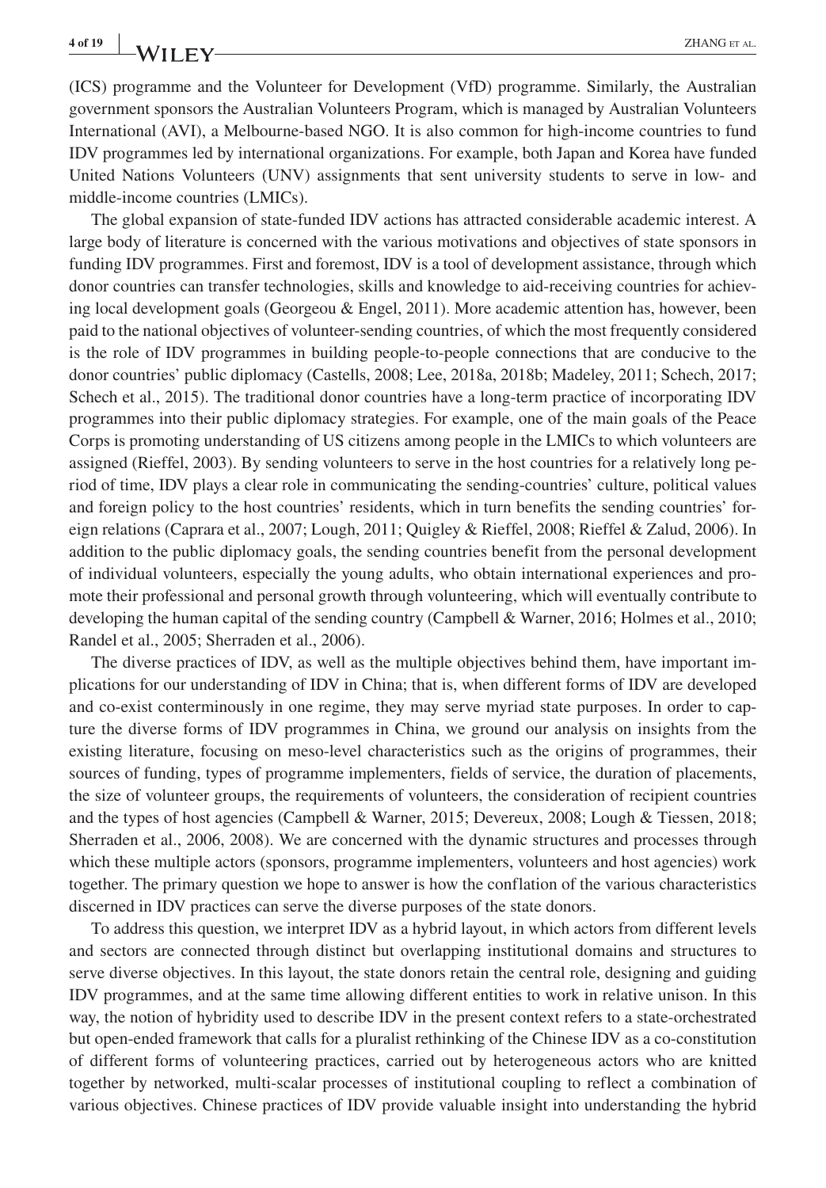(ICS) programme and the Volunteer for Development (VfD) programme. Similarly, the Australian government sponsors the Australian Volunteers Program, which is managed by Australian Volunteers International (AVI), a Melbourne-based NGO. It is also common for high-income countries to fund IDV programmes led by international organizations. For example, both Japan and Korea have funded United Nations Volunteers (UNV) assignments that sent university students to serve in low- and middle-income countries (LMICs).

The global expansion of state-funded IDV actions has attracted considerable academic interest. A large body of literature is concerned with the various motivations and objectives of state sponsors in funding IDV programmes. First and foremost, IDV is a tool of development assistance, through which donor countries can transfer technologies, skills and knowledge to aid-receiving countries for achieving local development goals (Georgeou & Engel, 2011). More academic attention has, however, been paid to the national objectives of volunteer-sending countries, of which the most frequently considered is the role of IDV programmes in building people-to-people connections that are conducive to the donor countries' public diplomacy (Castells, 2008; Lee, 2018a, 2018b; Madeley, 2011; Schech, 2017; Schech et al., 2015). The traditional donor countries have a long-term practice of incorporating IDV programmes into their public diplomacy strategies. For example, one of the main goals of the Peace Corps is promoting understanding of US citizens among people in the LMICs to which volunteers are assigned (Rieffel, 2003). By sending volunteers to serve in the host countries for a relatively long period of time, IDV plays a clear role in communicating the sending-countries' culture, political values and foreign policy to the host countries' residents, which in turn benefits the sending countries' foreign relations (Caprara et al., 2007; Lough, 2011; Quigley & Rieffel, 2008; Rieffel & Zalud, 2006). In addition to the public diplomacy goals, the sending countries benefit from the personal development of individual volunteers, especially the young adults, who obtain international experiences and promote their professional and personal growth through volunteering, which will eventually contribute to developing the human capital of the sending country (Campbell & Warner, 2016; Holmes et al., 2010; Randel et al., 2005; Sherraden et al., 2006).

The diverse practices of IDV, as well as the multiple objectives behind them, have important implications for our understanding of IDV in China; that is, when different forms of IDV are developed and co-exist conterminously in one regime, they may serve myriad state purposes. In order to capture the diverse forms of IDV programmes in China, we ground our analysis on insights from the existing literature, focusing on meso-level characteristics such as the origins of programmes, their sources of funding, types of programme implementers, fields of service, the duration of placements, the size of volunteer groups, the requirements of volunteers, the consideration of recipient countries and the types of host agencies (Campbell & Warner, 2015; Devereux, 2008; Lough & Tiessen, 2018; Sherraden et al., 2006, 2008). We are concerned with the dynamic structures and processes through which these multiple actors (sponsors, programme implementers, volunteers and host agencies) work together. The primary question we hope to answer is how the conflation of the various characteristics discerned in IDV practices can serve the diverse purposes of the state donors.

To address this question, we interpret IDV as a hybrid layout, in which actors from different levels and sectors are connected through distinct but overlapping institutional domains and structures to serve diverse objectives. In this layout, the state donors retain the central role, designing and guiding IDV programmes, and at the same time allowing different entities to work in relative unison. In this way, the notion of hybridity used to describe IDV in the present context refers to a state-orchestrated but open-ended framework that calls for a pluralist rethinking of the Chinese IDV as a co-constitution of different forms of volunteering practices, carried out by heterogeneous actors who are knitted together by networked, multi-scalar processes of institutional coupling to reflect a combination of various objectives. Chinese practices of IDV provide valuable insight into understanding the hybrid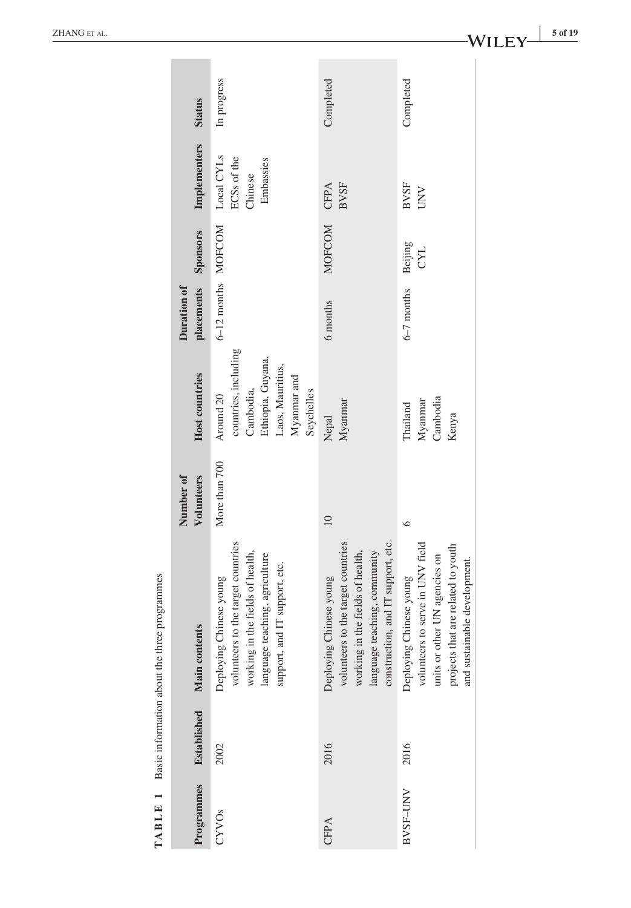**TABLE 1** Basic information about the three programmes

| Programmes | Established | Main contents | Number of Volunteers | Host countries | Duration of placements | Sponsors | Implementers | Status |
|---|---|---|---|---|---|---|---|---|
| CYVOs | 2002 | Deploying Chinese young volunteers to the target countries working in the fields of health, language teaching, agriculture support, and IT support, etc. | More than 700 | Around 20 countries, including Cambodia, Ethiopia, Guyana, Laos, Mauritius, Myanmar and Seychelles | 6–12 months | MOFCOM | Local CYLs ECSs of the Chinese Embassies | In progress |
| CFPA | 2016 | Deploying Chinese young volunteers to the target countries working in the fields of health, language teaching, community construction, and IT support, etc. | 10 | Nepal Myanmar | 6 months | MOFCOM | CFPA BVSF | Completed |
| BVSF–UNV | 2016 | Deploying Chinese young volunteers to serve in UNV field units or other UN agencies on projects that are related to youth and sustainable development. | 6 | Thailand Myanmar Cambodia Kenya | 6–7 months | Beijing CYL | BVSF UNV | Completed |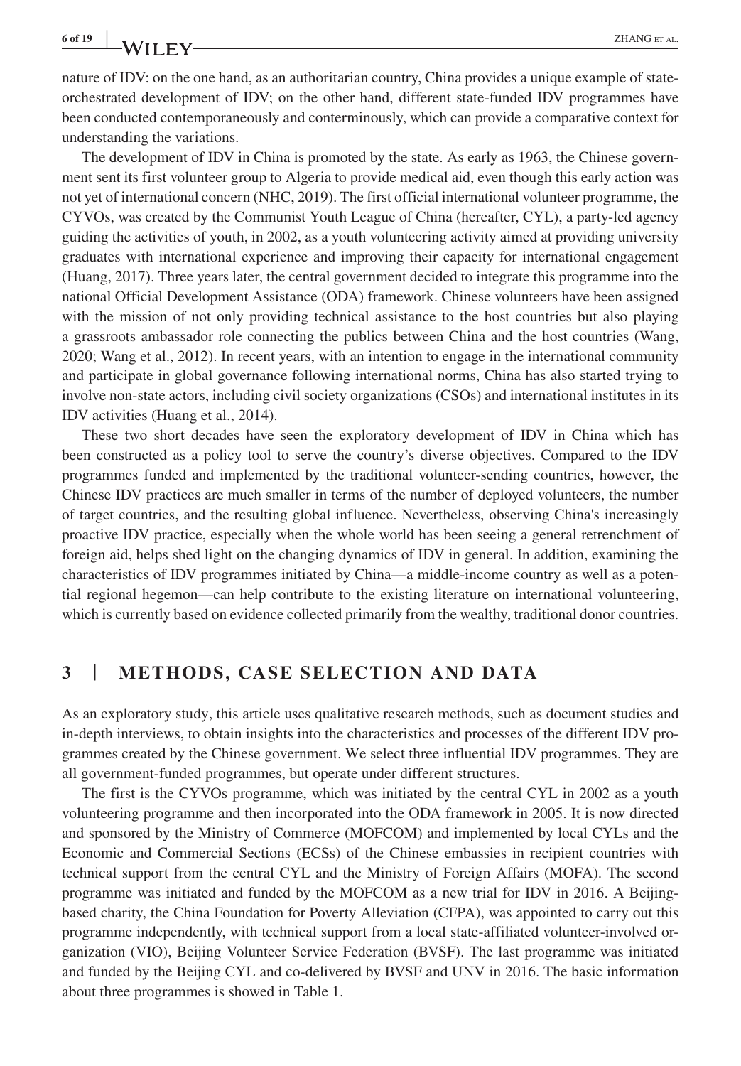nature of IDV: on the one hand, as an authoritarian country, China provides a unique example of state-orchestrated development of IDV; on the other hand, different state-funded IDV programmes have been conducted contemporaneously and conterminously, which can provide a comparative context for understanding the variations.

The development of IDV in China is promoted by the state. As early as 1963, the Chinese government sent its first volunteer group to Algeria to provide medical aid, even though this early action was not yet of international concern (NHC, 2019). The first official international volunteer programme, the CYVOs, was created by the Communist Youth League of China (hereafter, CYL), a party-led agency guiding the activities of youth, in 2002, as a youth volunteering activity aimed at providing university graduates with international experience and improving their capacity for international engagement (Huang, 2017). Three years later, the central government decided to integrate this programme into the national Official Development Assistance (ODA) framework. Chinese volunteers have been assigned with the mission of not only providing technical assistance to the host countries but also playing a grassroots ambassador role connecting the publics between China and the host countries (Wang, 2020; Wang et al., 2012). In recent years, with an intention to engage in the international community and participate in global governance following international norms, China has also started trying to involve non-state actors, including civil society organizations (CSOs) and international institutes in its IDV activities (Huang et al., 2014).

These two short decades have seen the exploratory development of IDV in China which has been constructed as a policy tool to serve the country's diverse objectives. Compared to the IDV programmes funded and implemented by the traditional volunteer-sending countries, however, the Chinese IDV practices are much smaller in terms of the number of deployed volunteers, the number of target countries, and the resulting global influence. Nevertheless, observing China's increasingly proactive IDV practice, especially when the whole world has been seeing a general retrenchment of foreign aid, helps shed light on the changing dynamics of IDV in general. In addition, examining the characteristics of IDV programmes initiated by China—a middle-income country as well as a potential regional hegemon—can help contribute to the existing literature on international volunteering, which is currently based on evidence collected primarily from the wealthy, traditional donor countries.

## 3 | METHODS, CASE SELECTION AND DATA

As an exploratory study, this article uses qualitative research methods, such as document studies and in-depth interviews, to obtain insights into the characteristics and processes of the different IDV programmes created by the Chinese government. We select three influential IDV programmes. They are all government-funded programmes, but operate under different structures.

The first is the CYVOs programme, which was initiated by the central CYL in 2002 as a youth volunteering programme and then incorporated into the ODA framework in 2005. It is now directed and sponsored by the Ministry of Commerce (MOFCOM) and implemented by local CYLs and the Economic and Commercial Sections (ECSs) of the Chinese embassies in recipient countries with technical support from the central CYL and the Ministry of Foreign Affairs (MOFA). The second programme was initiated and funded by the MOFCOM as a new trial for IDV in 2016. A Beijing-based charity, the China Foundation for Poverty Alleviation (CFPA), was appointed to carry out this programme independently, with technical support from a local state-affiliated volunteer-involved organization (VIO), Beijing Volunteer Service Federation (BVSF). The last programme was initiated and funded by the Beijing CYL and co-delivered by BVSF and UNV in 2016. The basic information about three programmes is showed in Table 1.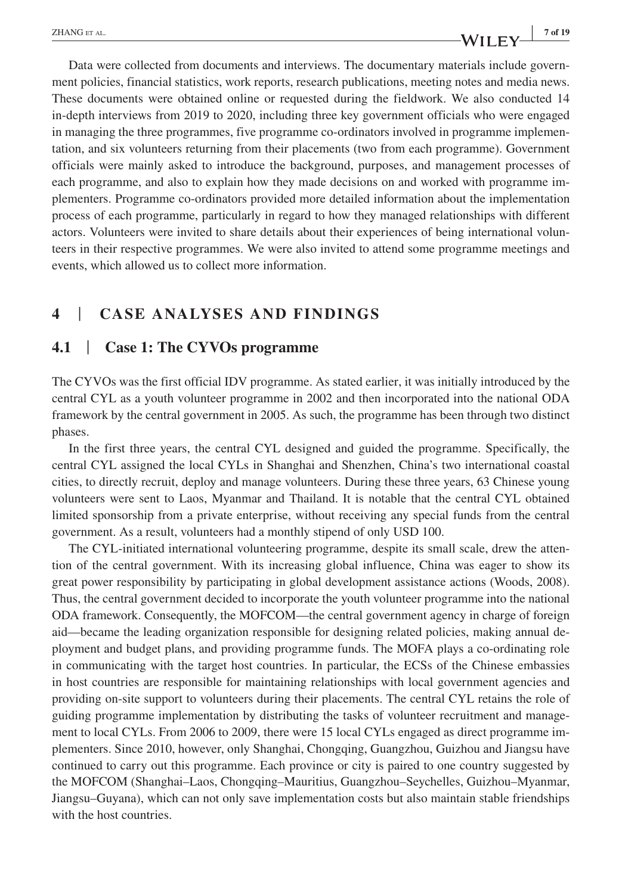Data were collected from documents and interviews. The documentary materials include government policies, financial statistics, work reports, research publications, meeting notes and media news. These documents were obtained online or requested during the fieldwork. We also conducted 14 in-depth interviews from 2019 to 2020, including three key government officials who were engaged in managing the three programmes, five programme co-ordinators involved in programme implementation, and six volunteers returning from their placements (two from each programme). Government officials were mainly asked to introduce the background, purposes, and management processes of each programme, and also to explain how they made decisions on and worked with programme implementers. Programme co-ordinators provided more detailed information about the implementation process of each programme, particularly in regard to how they managed relationships with different actors. Volunteers were invited to share details about their experiences of being international volunteers in their respective programmes. We were also invited to attend some programme meetings and events, which allowed us to collect more information.

## 4 | CASE ANALYSES AND FINDINGS

### 4.1 | Case 1: The CYVOs programme

The CYVOs was the first official IDV programme. As stated earlier, it was initially introduced by the central CYL as a youth volunteer programme in 2002 and then incorporated into the national ODA framework by the central government in 2005. As such, the programme has been through two distinct phases.

In the first three years, the central CYL designed and guided the programme. Specifically, the central CYL assigned the local CYLs in Shanghai and Shenzhen, China's two international coastal cities, to directly recruit, deploy and manage volunteers. During these three years, 63 Chinese young volunteers were sent to Laos, Myanmar and Thailand. It is notable that the central CYL obtained limited sponsorship from a private enterprise, without receiving any special funds from the central government. As a result, volunteers had a monthly stipend of only USD 100.

The CYL-initiated international volunteering programme, despite its small scale, drew the attention of the central government. With its increasing global influence, China was eager to show its great power responsibility by participating in global development assistance actions (Woods, 2008). Thus, the central government decided to incorporate the youth volunteer programme into the national ODA framework. Consequently, the MOFCOM—the central government agency in charge of foreign aid—became the leading organization responsible for designing related policies, making annual deployment and budget plans, and providing programme funds. The MOFA plays a co-ordinating role in communicating with the target host countries. In particular, the ECSs of the Chinese embassies in host countries are responsible for maintaining relationships with local government agencies and providing on-site support to volunteers during their placements. The central CYL retains the role of guiding programme implementation by distributing the tasks of volunteer recruitment and management to local CYLs. From 2006 to 2009, there were 15 local CYLs engaged as direct programme implementers. Since 2010, however, only Shanghai, Chongqing, Guangzhou, Guizhou and Jiangsu have continued to carry out this programme. Each province or city is paired to one country suggested by the MOFCOM (Shanghai–Laos, Chongqing–Mauritius, Guangzhou–Seychelles, Guizhou–Myanmar, Jiangsu–Guyana), which can not only save implementation costs but also maintain stable friendships with the host countries.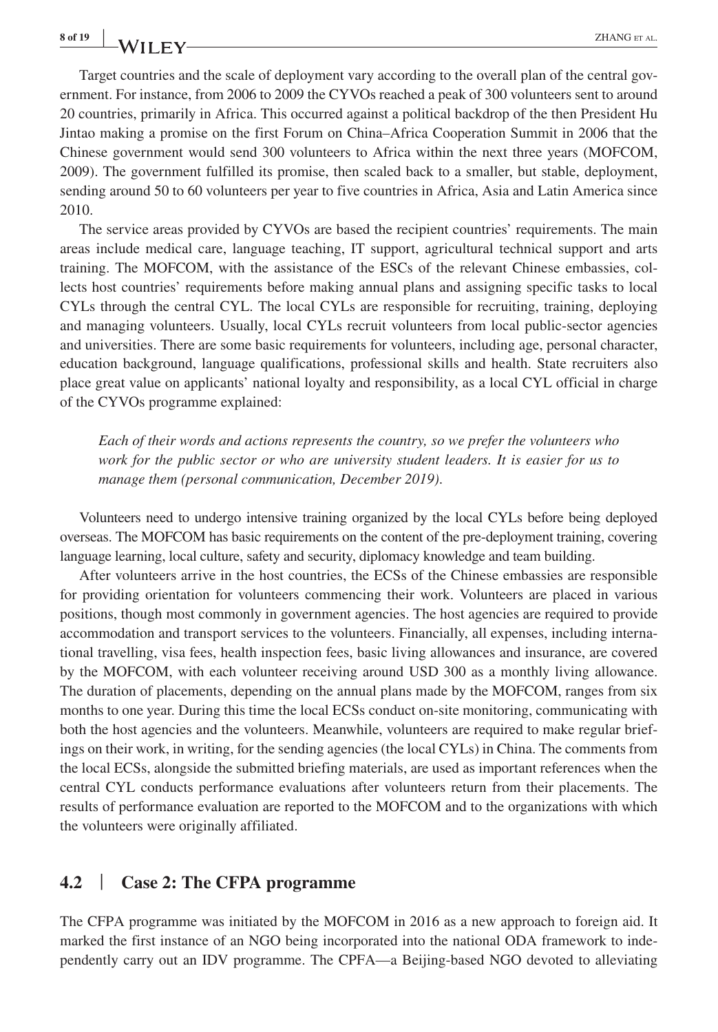Target countries and the scale of deployment vary according to the overall plan of the central government. For instance, from 2006 to 2009 the CYVOs reached a peak of 300 volunteers sent to around 20 countries, primarily in Africa. This occurred against a political backdrop of the then President Hu Jintao making a promise on the first Forum on China–Africa Cooperation Summit in 2006 that the Chinese government would send 300 volunteers to Africa within the next three years (MOFCOM, 2009). The government fulfilled its promise, then scaled back to a smaller, but stable, deployment, sending around 50 to 60 volunteers per year to five countries in Africa, Asia and Latin America since 2010.

The service areas provided by CYVOs are based the recipient countries' requirements. The main areas include medical care, language teaching, IT support, agricultural technical support and arts training. The MOFCOM, with the assistance of the ESCs of the relevant Chinese embassies, collects host countries' requirements before making annual plans and assigning specific tasks to local CYLs through the central CYL. The local CYLs are responsible for recruiting, training, deploying and managing volunteers. Usually, local CYLs recruit volunteers from local public-sector agencies and universities. There are some basic requirements for volunteers, including age, personal character, education background, language qualifications, professional skills and health. State recruiters also place great value on applicants' national loyalty and responsibility, as a local CYL official in charge of the CYVOs programme explained:

> *Each of their words and actions represents the country, so we prefer the volunteers who work for the public sector or who are university student leaders. It is easier for us to manage them (personal communication, December 2019).*

Volunteers need to undergo intensive training organized by the local CYLs before being deployed overseas. The MOFCOM has basic requirements on the content of the pre-deployment training, covering language learning, local culture, safety and security, diplomacy knowledge and team building.

After volunteers arrive in the host countries, the ECSs of the Chinese embassies are responsible for providing orientation for volunteers commencing their work. Volunteers are placed in various positions, though most commonly in government agencies. The host agencies are required to provide accommodation and transport services to the volunteers. Financially, all expenses, including international travelling, visa fees, health inspection fees, basic living allowances and insurance, are covered by the MOFCOM, with each volunteer receiving around USD 300 as a monthly living allowance. The duration of placements, depending on the annual plans made by the MOFCOM, ranges from six months to one year. During this time the local ECSs conduct on-site monitoring, communicating with both the host agencies and the volunteers. Meanwhile, volunteers are required to make regular briefings on their work, in writing, for the sending agencies (the local CYLs) in China. The comments from the local ECSs, alongside the submitted briefing materials, are used as important references when the central CYL conducts performance evaluations after volunteers return from their placements. The results of performance evaluation are reported to the MOFCOM and to the organizations with which the volunteers were originally affiliated.

### 4.2 | Case 2: The CFPA programme

The CFPA programme was initiated by the MOFCOM in 2016 as a new approach to foreign aid. It marked the first instance of an NGO being incorporated into the national ODA framework to independently carry out an IDV programme. The CPFA—a Beijing-based NGO devoted to alleviating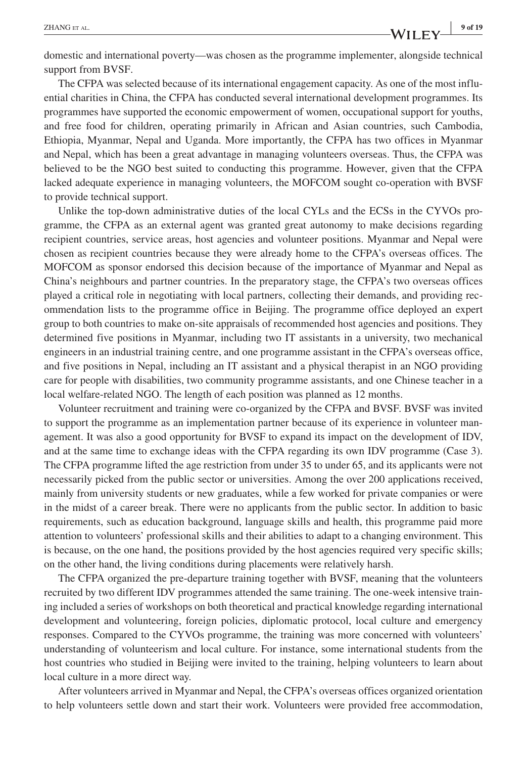domestic and international poverty—was chosen as the programme implementer, alongside technical support from BVSF.

The CFPA was selected because of its international engagement capacity. As one of the most influential charities in China, the CFPA has conducted several international development programmes. Its programmes have supported the economic empowerment of women, occupational support for youths, and free food for children, operating primarily in African and Asian countries, such Cambodia, Ethiopia, Myanmar, Nepal and Uganda. More importantly, the CFPA has two offices in Myanmar and Nepal, which has been a great advantage in managing volunteers overseas. Thus, the CFPA was believed to be the NGO best suited to conducting this programme. However, given that the CFPA lacked adequate experience in managing volunteers, the MOFCOM sought co-operation with BVSF to provide technical support.

Unlike the top-down administrative duties of the local CYLs and the ECSs in the CYVOs programme, the CFPA as an external agent was granted great autonomy to make decisions regarding recipient countries, service areas, host agencies and volunteer positions. Myanmar and Nepal were chosen as recipient countries because they were already home to the CFPA's overseas offices. The MOFCOM as sponsor endorsed this decision because of the importance of Myanmar and Nepal as China's neighbours and partner countries. In the preparatory stage, the CFPA's two overseas offices played a critical role in negotiating with local partners, collecting their demands, and providing recommendation lists to the programme office in Beijing. The programme office deployed an expert group to both countries to make on-site appraisals of recommended host agencies and positions. They determined five positions in Myanmar, including two IT assistants in a university, two mechanical engineers in an industrial training centre, and one programme assistant in the CFPA's overseas office, and five positions in Nepal, including an IT assistant and a physical therapist in an NGO providing care for people with disabilities, two community programme assistants, and one Chinese teacher in a local welfare-related NGO. The length of each position was planned as 12 months.

Volunteer recruitment and training were co-organized by the CFPA and BVSF. BVSF was invited to support the programme as an implementation partner because of its experience in volunteer management. It was also a good opportunity for BVSF to expand its impact on the development of IDV, and at the same time to exchange ideas with the CFPA regarding its own IDV programme (Case 3). The CFPA programme lifted the age restriction from under 35 to under 65, and its applicants were not necessarily picked from the public sector or universities. Among the over 200 applications received, mainly from university students or new graduates, while a few worked for private companies or were in the midst of a career break. There were no applicants from the public sector. In addition to basic requirements, such as education background, language skills and health, this programme paid more attention to volunteers' professional skills and their abilities to adapt to a changing environment. This is because, on the one hand, the positions provided by the host agencies required very specific skills; on the other hand, the living conditions during placements were relatively harsh.

The CFPA organized the pre-departure training together with BVSF, meaning that the volunteers recruited by two different IDV programmes attended the same training. The one-week intensive training included a series of workshops on both theoretical and practical knowledge regarding international development and volunteering, foreign policies, diplomatic protocol, local culture and emergency responses. Compared to the CYVOs programme, the training was more concerned with volunteers' understanding of volunteerism and local culture. For instance, some international students from the host countries who studied in Beijing were invited to the training, helping volunteers to learn about local culture in a more direct way.

After volunteers arrived in Myanmar and Nepal, the CFPA's overseas offices organized orientation to help volunteers settle down and start their work. Volunteers were provided free accommodation,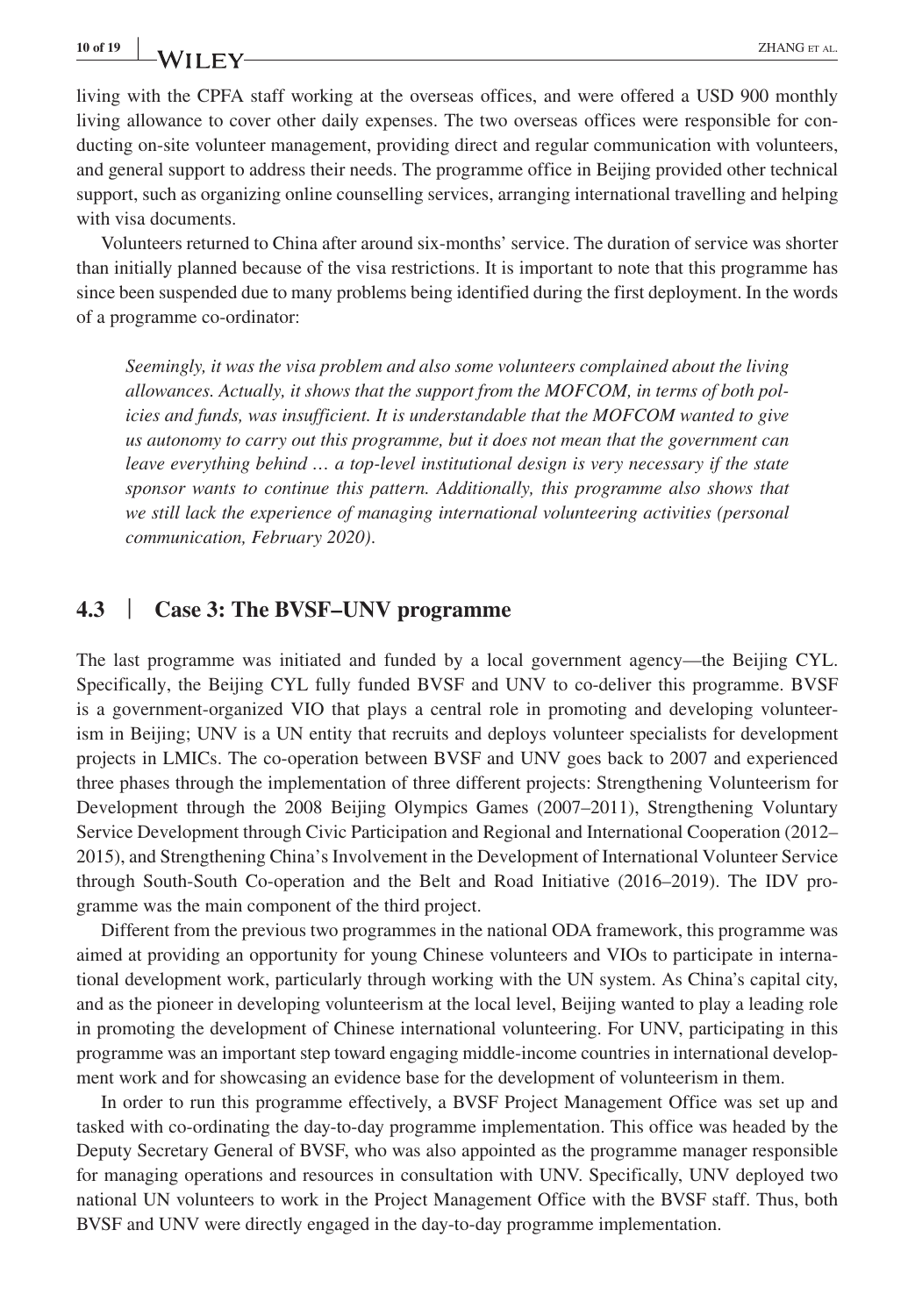living with the CPFA staff working at the overseas offices, and were offered a USD 900 monthly living allowance to cover other daily expenses. The two overseas offices were responsible for conducting on-site volunteer management, providing direct and regular communication with volunteers, and general support to address their needs. The programme office in Beijing provided other technical support, such as organizing online counselling services, arranging international travelling and helping with visa documents.

Volunteers returned to China after around six-months' service. The duration of service was shorter than initially planned because of the visa restrictions. It is important to note that this programme has since been suspended due to many problems being identified during the first deployment. In the words of a programme co-ordinator:

> *Seemingly, it was the visa problem and also some volunteers complained about the living allowances. Actually, it shows that the support from the MOFCOM, in terms of both policies and funds, was insufficient. It is understandable that the MOFCOM wanted to give us autonomy to carry out this programme, but it does not mean that the government can leave everything behind … a top-level institutional design is very necessary if the state sponsor wants to continue this pattern. Additionally, this programme also shows that we still lack the experience of managing international volunteering activities (personal communication, February 2020).*

## 4.3 | Case 3: The BVSF–UNV programme

The last programme was initiated and funded by a local government agency—the Beijing CYL. Specifically, the Beijing CYL fully funded BVSF and UNV to co-deliver this programme. BVSF is a government-organized VIO that plays a central role in promoting and developing volunteerism in Beijing; UNV is a UN entity that recruits and deploys volunteer specialists for development projects in LMICs. The co-operation between BVSF and UNV goes back to 2007 and experienced three phases through the implementation of three different projects: Strengthening Volunteerism for Development through the 2008 Beijing Olympics Games (2007–2011), Strengthening Voluntary Service Development through Civic Participation and Regional and International Cooperation (2012–2015), and Strengthening China's Involvement in the Development of International Volunteer Service through South-South Co-operation and the Belt and Road Initiative (2016–2019). The IDV programme was the main component of the third project.

Different from the previous two programmes in the national ODA framework, this programme was aimed at providing an opportunity for young Chinese volunteers and VIOs to participate in international development work, particularly through working with the UN system. As China's capital city, and as the pioneer in developing volunteerism at the local level, Beijing wanted to play a leading role in promoting the development of Chinese international volunteering. For UNV, participating in this programme was an important step toward engaging middle-income countries in international development work and for showcasing an evidence base for the development of volunteerism in them.

In order to run this programme effectively, a BVSF Project Management Office was set up and tasked with co-ordinating the day-to-day programme implementation. This office was headed by the Deputy Secretary General of BVSF, who was also appointed as the programme manager responsible for managing operations and resources in consultation with UNV. Specifically, UNV deployed two national UN volunteers to work in the Project Management Office with the BVSF staff. Thus, both BVSF and UNV were directly engaged in the day-to-day programme implementation.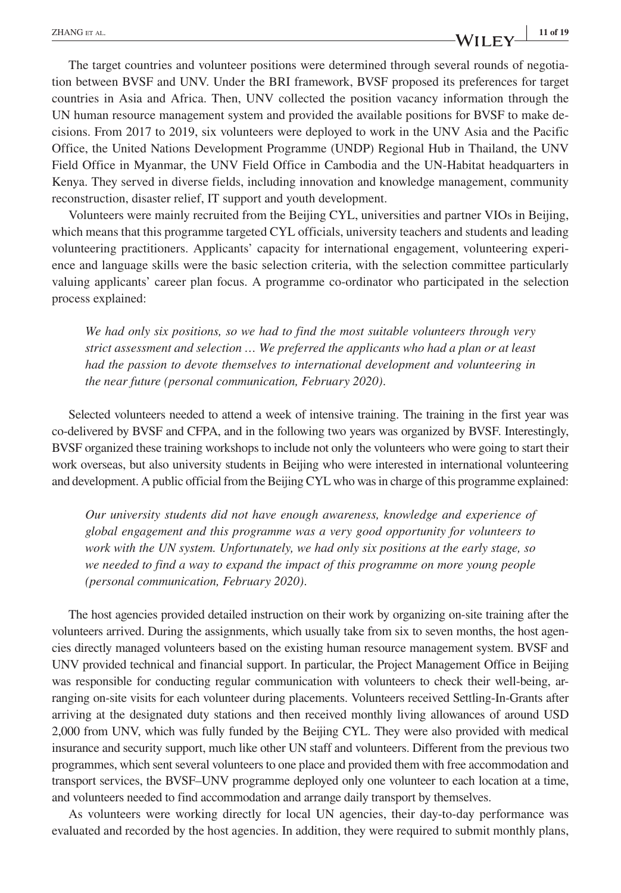The target countries and volunteer positions were determined through several rounds of negotiation between BVSF and UNV. Under the BRI framework, BVSF proposed its preferences for target countries in Asia and Africa. Then, UNV collected the position vacancy information through the UN human resource management system and provided the available positions for BVSF to make decisions. From 2017 to 2019, six volunteers were deployed to work in the UNV Asia and the Pacific Office, the United Nations Development Programme (UNDP) Regional Hub in Thailand, the UNV Field Office in Myanmar, the UNV Field Office in Cambodia and the UN-Habitat headquarters in Kenya. They served in diverse fields, including innovation and knowledge management, community reconstruction, disaster relief, IT support and youth development.

Volunteers were mainly recruited from the Beijing CYL, universities and partner VIOs in Beijing, which means that this programme targeted CYL officials, university teachers and students and leading volunteering practitioners. Applicants' capacity for international engagement, volunteering experience and language skills were the basic selection criteria, with the selection committee particularly valuing applicants' career plan focus. A programme co-ordinator who participated in the selection process explained:

> *We had only six positions, so we had to find the most suitable volunteers through very strict assessment and selection … We preferred the applicants who had a plan or at least had the passion to devote themselves to international development and volunteering in the near future (personal communication, February 2020).*

Selected volunteers needed to attend a week of intensive training. The training in the first year was co-delivered by BVSF and CFPA, and in the following two years was organized by BVSF. Interestingly, BVSF organized these training workshops to include not only the volunteers who were going to start their work overseas, but also university students in Beijing who were interested in international volunteering and development. A public official from the Beijing CYL who was in charge of this programme explained:

> *Our university students did not have enough awareness, knowledge and experience of global engagement and this programme was a very good opportunity for volunteers to work with the UN system. Unfortunately, we had only six positions at the early stage, so we needed to find a way to expand the impact of this programme on more young people (personal communication, February 2020).*

The host agencies provided detailed instruction on their work by organizing on-site training after the volunteers arrived. During the assignments, which usually take from six to seven months, the host agencies directly managed volunteers based on the existing human resource management system. BVSF and UNV provided technical and financial support. In particular, the Project Management Office in Beijing was responsible for conducting regular communication with volunteers to check their well-being, arranging on-site visits for each volunteer during placements. Volunteers received Settling-In-Grants after arriving at the designated duty stations and then received monthly living allowances of around USD 2,000 from UNV, which was fully funded by the Beijing CYL. They were also provided with medical insurance and security support, much like other UN staff and volunteers. Different from the previous two programmes, which sent several volunteers to one place and provided them with free accommodation and transport services, the BVSF–UNV programme deployed only one volunteer to each location at a time, and volunteers needed to find accommodation and arrange daily transport by themselves.

As volunteers were working directly for local UN agencies, their day-to-day performance was evaluated and recorded by the host agencies. In addition, they were required to submit monthly plans,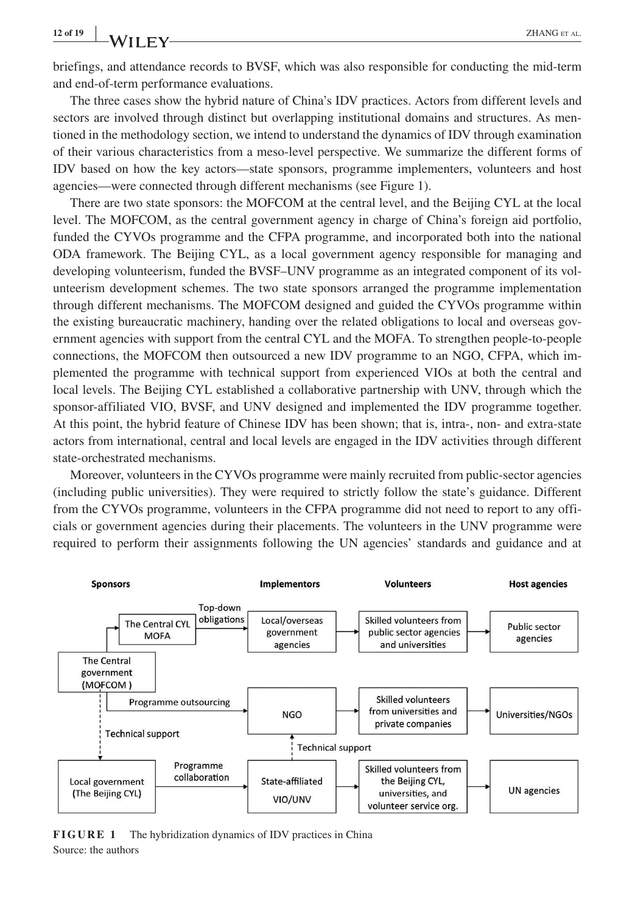briefings, and attendance records to BVSF, which was also responsible for conducting the mid-term and end-of-term performance evaluations.

The three cases show the hybrid nature of China's IDV practices. Actors from different levels and sectors are involved through distinct but overlapping institutional domains and structures. As mentioned in the methodology section, we intend to understand the dynamics of IDV through examination of their various characteristics from a meso-level perspective. We summarize the different forms of IDV based on how the key actors—state sponsors, programme implementers, volunteers and host agencies—were connected through different mechanisms (see Figure 1).

There are two state sponsors: the MOFCOM at the central level, and the Beijing CYL at the local level. The MOFCOM, as the central government agency in charge of China's foreign aid portfolio, funded the CYVOs programme and the CFPA programme, and incorporated both into the national ODA framework. The Beijing CYL, as a local government agency responsible for managing and developing volunteerism, funded the BVSF–UNV programme as an integrated component of its volunteerism development schemes. The two state sponsors arranged the programme implementation through different mechanisms. The MOFCOM designed and guided the CYVOs programme within the existing bureaucratic machinery, handing over the related obligations to local and overseas government agencies with support from the central CYL and the MOFA. To strengthen people-to-people connections, the MOFCOM then outsourced a new IDV programme to an NGO, CFPA, which implemented the programme with technical support from experienced VIOs at both the central and local levels. The Beijing CYL established a collaborative partnership with UNV, through which the sponsor-affiliated VIO, BVSF, and UNV designed and implemented the IDV programme together. At this point, the hybrid feature of Chinese IDV has been shown; that is, intra-, non- and extra-state actors from international, central and local levels are engaged in the IDV activities through different state-orchestrated mechanisms.

Moreover, volunteers in the CYVOs programme were mainly recruited from public-sector agencies (including public universities). They were required to strictly follow the state's guidance. Different from the CYVOs programme, volunteers in the CFPA programme did not need to report to any officials or government agencies during their placements. The volunteers in the UNV programme were required to perform their assignments following the UN agencies' standards and guidance and at

**FIGURE 1** The hybridization dynamics of IDV practices in China
Source: the authors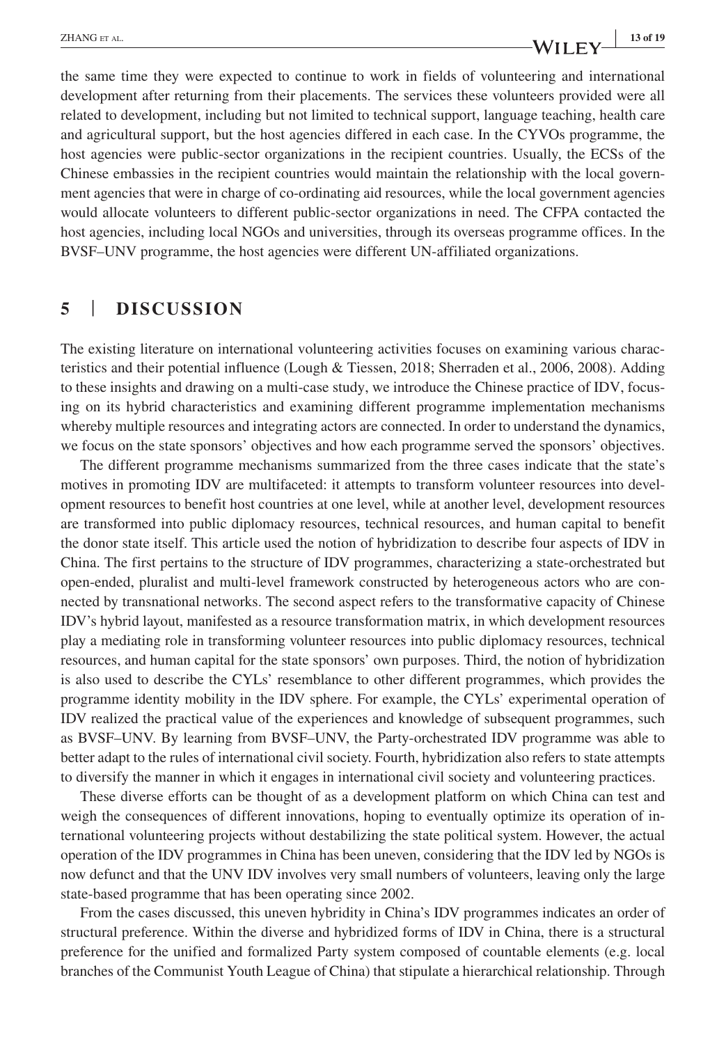the same time they were expected to continue to work in fields of volunteering and international development after returning from their placements. The services these volunteers provided were all related to development, including but not limited to technical support, language teaching, health care and agricultural support, but the host agencies differed in each case. In the CYVOs programme, the host agencies were public-sector organizations in the recipient countries. Usually, the ECSs of the Chinese embassies in the recipient countries would maintain the relationship with the local government agencies that were in charge of co-ordinating aid resources, while the local government agencies would allocate volunteers to different public-sector organizations in need. The CFPA contacted the host agencies, including local NGOs and universities, through its overseas programme offices. In the BVSF–UNV programme, the host agencies were different UN-affiliated organizations.

## 5 | DISCUSSION

The existing literature on international volunteering activities focuses on examining various characteristics and their potential influence (Lough & Tiessen, 2018; Sherraden et al., 2006, 2008). Adding to these insights and drawing on a multi-case study, we introduce the Chinese practice of IDV, focusing on its hybrid characteristics and examining different programme implementation mechanisms whereby multiple resources and integrating actors are connected. In order to understand the dynamics, we focus on the state sponsors' objectives and how each programme served the sponsors' objectives.

The different programme mechanisms summarized from the three cases indicate that the state's motives in promoting IDV are multifaceted: it attempts to transform volunteer resources into development resources to benefit host countries at one level, while at another level, development resources are transformed into public diplomacy resources, technical resources, and human capital to benefit the donor state itself. This article used the notion of hybridization to describe four aspects of IDV in China. The first pertains to the structure of IDV programmes, characterizing a state-orchestrated but open-ended, pluralist and multi-level framework constructed by heterogeneous actors who are connected by transnational networks. The second aspect refers to the transformative capacity of Chinese IDV's hybrid layout, manifested as a resource transformation matrix, in which development resources play a mediating role in transforming volunteer resources into public diplomacy resources, technical resources, and human capital for the state sponsors' own purposes. Third, the notion of hybridization is also used to describe the CYLs' resemblance to other different programmes, which provides the programme identity mobility in the IDV sphere. For example, the CYLs' experimental operation of IDV realized the practical value of the experiences and knowledge of subsequent programmes, such as BVSF–UNV. By learning from BVSF–UNV, the Party-orchestrated IDV programme was able to better adapt to the rules of international civil society. Fourth, hybridization also refers to state attempts to diversify the manner in which it engages in international civil society and volunteering practices.

These diverse efforts can be thought of as a development platform on which China can test and weigh the consequences of different innovations, hoping to eventually optimize its operation of international volunteering projects without destabilizing the state political system. However, the actual operation of the IDV programmes in China has been uneven, considering that the IDV led by NGOs is now defunct and that the UNV IDV involves very small numbers of volunteers, leaving only the large state-based programme that has been operating since 2002.

From the cases discussed, this uneven hybridity in China's IDV programmes indicates an order of structural preference. Within the diverse and hybridized forms of IDV in China, there is a structural preference for the unified and formalized Party system composed of countable elements (e.g. local branches of the Communist Youth League of China) that stipulate a hierarchical relationship. Through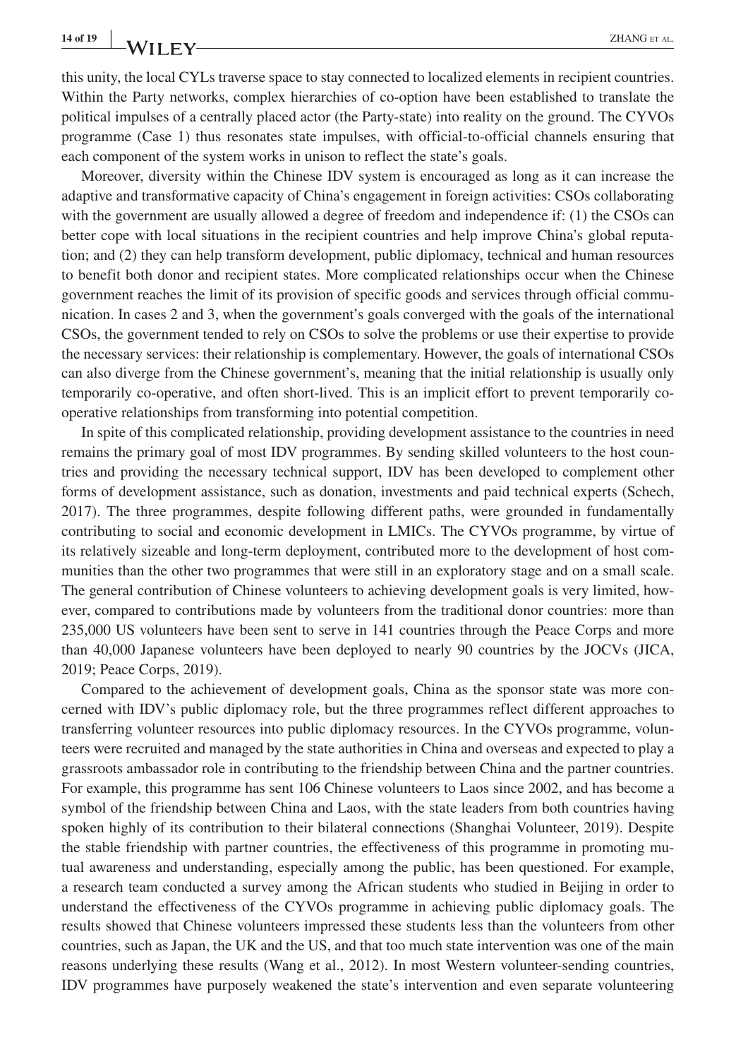this unity, the local CYLs traverse space to stay connected to localized elements in recipient countries. Within the Party networks, complex hierarchies of co-option have been established to translate the political impulses of a centrally placed actor (the Party-state) into reality on the ground. The CYVOs programme (Case 1) thus resonates state impulses, with official-to-official channels ensuring that each component of the system works in unison to reflect the state's goals.

Moreover, diversity within the Chinese IDV system is encouraged as long as it can increase the adaptive and transformative capacity of China's engagement in foreign activities: CSOs collaborating with the government are usually allowed a degree of freedom and independence if: (1) the CSOs can better cope with local situations in the recipient countries and help improve China's global reputation; and (2) they can help transform development, public diplomacy, technical and human resources to benefit both donor and recipient states. More complicated relationships occur when the Chinese government reaches the limit of its provision of specific goods and services through official communication. In cases 2 and 3, when the government's goals converged with the goals of the international CSOs, the government tended to rely on CSOs to solve the problems or use their expertise to provide the necessary services: their relationship is complementary. However, the goals of international CSOs can also diverge from the Chinese government's, meaning that the initial relationship is usually only temporarily co-operative, and often short-lived. This is an implicit effort to prevent temporarily co-operative relationships from transforming into potential competition.

In spite of this complicated relationship, providing development assistance to the countries in need remains the primary goal of most IDV programmes. By sending skilled volunteers to the host countries and providing the necessary technical support, IDV has been developed to complement other forms of development assistance, such as donation, investments and paid technical experts (Schech, 2017). The three programmes, despite following different paths, were grounded in fundamentally contributing to social and economic development in LMICs. The CYVOs programme, by virtue of its relatively sizeable and long-term deployment, contributed more to the development of host communities than the other two programmes that were still in an exploratory stage and on a small scale. The general contribution of Chinese volunteers to achieving development goals is very limited, however, compared to contributions made by volunteers from the traditional donor countries: more than 235,000 US volunteers have been sent to serve in 141 countries through the Peace Corps and more than 40,000 Japanese volunteers have been deployed to nearly 90 countries by the JOCVs (JICA, 2019; Peace Corps, 2019).

Compared to the achievement of development goals, China as the sponsor state was more concerned with IDV's public diplomacy role, but the three programmes reflect different approaches to transferring volunteer resources into public diplomacy resources. In the CYVOs programme, volunteers were recruited and managed by the state authorities in China and overseas and expected to play a grassroots ambassador role in contributing to the friendship between China and the partner countries. For example, this programme has sent 106 Chinese volunteers to Laos since 2002, and has become a symbol of the friendship between China and Laos, with the state leaders from both countries having spoken highly of its contribution to their bilateral connections (Shanghai Volunteer, 2019). Despite the stable friendship with partner countries, the effectiveness of this programme in promoting mutual awareness and understanding, especially among the public, has been questioned. For example, a research team conducted a survey among the African students who studied in Beijing in order to understand the effectiveness of the CYVOs programme in achieving public diplomacy goals. The results showed that Chinese volunteers impressed these students less than the volunteers from other countries, such as Japan, the UK and the US, and that too much state intervention was one of the main reasons underlying these results (Wang et al., 2012). In most Western volunteer-sending countries, IDV programmes have purposely weakened the state's intervention and even separate volunteering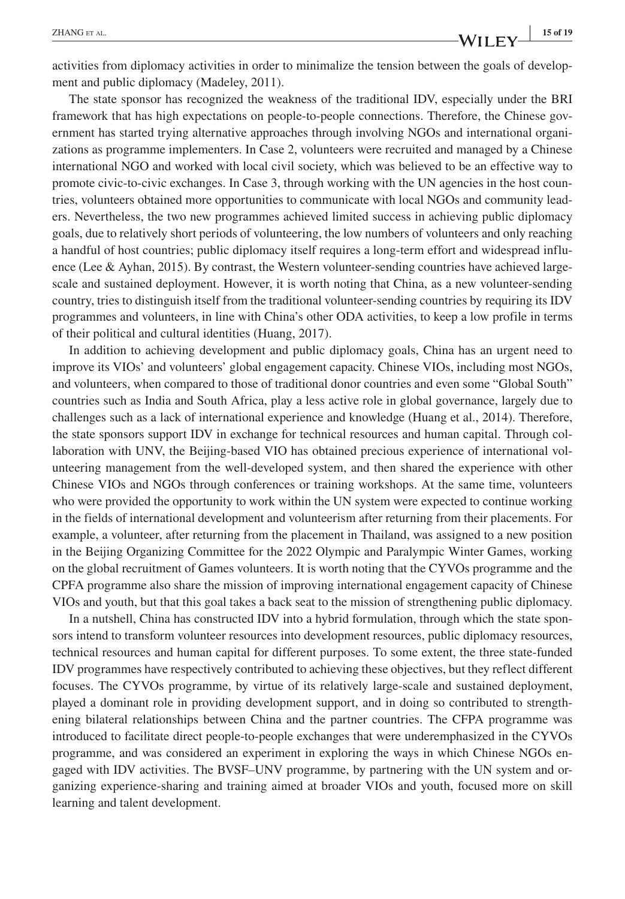activities from diplomacy activities in order to minimalize the tension between the goals of development and public diplomacy (Madeley, 2011).

The state sponsor has recognized the weakness of the traditional IDV, especially under the BRI framework that has high expectations on people-to-people connections. Therefore, the Chinese government has started trying alternative approaches through involving NGOs and international organizations as programme implementers. In Case 2, volunteers were recruited and managed by a Chinese international NGO and worked with local civil society, which was believed to be an effective way to promote civic-to-civic exchanges. In Case 3, through working with the UN agencies in the host countries, volunteers obtained more opportunities to communicate with local NGOs and community leaders. Nevertheless, the two new programmes achieved limited success in achieving public diplomacy goals, due to relatively short periods of volunteering, the low numbers of volunteers and only reaching a handful of host countries; public diplomacy itself requires a long-term effort and widespread influence (Lee & Ayhan, 2015). By contrast, the Western volunteer-sending countries have achieved large-scale and sustained deployment. However, it is worth noting that China, as a new volunteer-sending country, tries to distinguish itself from the traditional volunteer-sending countries by requiring its IDV programmes and volunteers, in line with China's other ODA activities, to keep a low profile in terms of their political and cultural identities (Huang, 2017).

In addition to achieving development and public diplomacy goals, China has an urgent need to improve its VIOs' and volunteers' global engagement capacity. Chinese VIOs, including most NGOs, and volunteers, when compared to those of traditional donor countries and even some "Global South" countries such as India and South Africa, play a less active role in global governance, largely due to challenges such as a lack of international experience and knowledge (Huang et al., 2014). Therefore, the state sponsors support IDV in exchange for technical resources and human capital. Through collaboration with UNV, the Beijing-based VIO has obtained precious experience of international volunteering management from the well-developed system, and then shared the experience with other Chinese VIOs and NGOs through conferences or training workshops. At the same time, volunteers who were provided the opportunity to work within the UN system were expected to continue working in the fields of international development and volunteerism after returning from their placements. For example, a volunteer, after returning from the placement in Thailand, was assigned to a new position in the Beijing Organizing Committee for the 2022 Olympic and Paralympic Winter Games, working on the global recruitment of Games volunteers. It is worth noting that the CYVOs programme and the CPFA programme also share the mission of improving international engagement capacity of Chinese VIOs and youth, but that this goal takes a back seat to the mission of strengthening public diplomacy.

In a nutshell, China has constructed IDV into a hybrid formulation, through which the state sponsors intend to transform volunteer resources into development resources, public diplomacy resources, technical resources and human capital for different purposes. To some extent, the three state-funded IDV programmes have respectively contributed to achieving these objectives, but they reflect different focuses. The CYVOs programme, by virtue of its relatively large-scale and sustained deployment, played a dominant role in providing development support, and in doing so contributed to strengthening bilateral relationships between China and the partner countries. The CFPA programme was introduced to facilitate direct people-to-people exchanges that were underemphasized in the CYVOs programme, and was considered an experiment in exploring the ways in which Chinese NGOs engaged with IDV activities. The BVSF–UNV programme, by partnering with the UN system and organizing experience-sharing and training aimed at broader VIOs and youth, focused more on skill learning and talent development.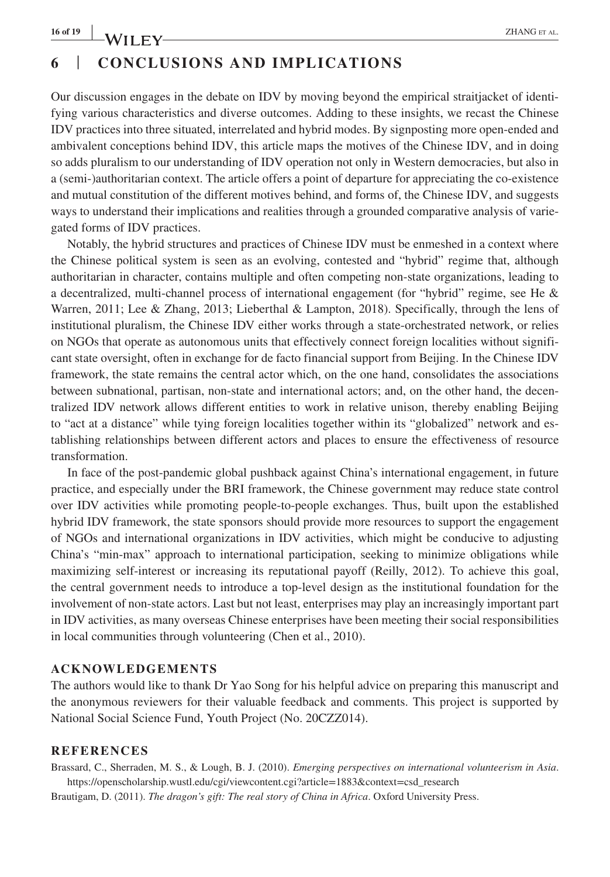## 6 | CONCLUSIONS AND IMPLICATIONS

Our discussion engages in the debate on IDV by moving beyond the empirical straitjacket of identifying various characteristics and diverse outcomes. Adding to these insights, we recast the Chinese IDV practices into three situated, interrelated and hybrid modes. By signposting more open-ended and ambivalent conceptions behind IDV, this article maps the motives of the Chinese IDV, and in doing so adds pluralism to our understanding of IDV operation not only in Western democracies, but also in a (semi-)authoritarian context. The article offers a point of departure for appreciating the co-existence and mutual constitution of the different motives behind, and forms of, the Chinese IDV, and suggests ways to understand their implications and realities through a grounded comparative analysis of variegated forms of IDV practices.

Notably, the hybrid structures and practices of Chinese IDV must be enmeshed in a context where the Chinese political system is seen as an evolving, contested and "hybrid" regime that, although authoritarian in character, contains multiple and often competing non-state organizations, leading to a decentralized, multi-channel process of international engagement (for "hybrid" regime, see He & Warren, 2011; Lee & Zhang, 2013; Lieberthal & Lampton, 2018). Specifically, through the lens of institutional pluralism, the Chinese IDV either works through a state-orchestrated network, or relies on NGOs that operate as autonomous units that effectively connect foreign localities without significant state oversight, often in exchange for de facto financial support from Beijing. In the Chinese IDV framework, the state remains the central actor which, on the one hand, consolidates the associations between subnational, partisan, non-state and international actors; and, on the other hand, the decentralized IDV network allows different entities to work in relative unison, thereby enabling Beijing to "act at a distance" while tying foreign localities together within its "globalized" network and establishing relationships between different actors and places to ensure the effectiveness of resource transformation.

In face of the post-pandemic global pushback against China's international engagement, in future practice, and especially under the BRI framework, the Chinese government may reduce state control over IDV activities while promoting people-to-people exchanges. Thus, built upon the established hybrid IDV framework, the state sponsors should provide more resources to support the engagement of NGOs and international organizations in IDV activities, which might be conducive to adjusting China's "min-max" approach to international participation, seeking to minimize obligations while maximizing self-interest or increasing its reputational payoff (Reilly, 2012). To achieve this goal, the central government needs to introduce a top-level design as the institutional foundation for the involvement of non-state actors. Last but not least, enterprises may play an increasingly important part in IDV activities, as many overseas Chinese enterprises have been meeting their social responsibilities in local communities through volunteering (Chen et al., 2010).

## ACKNOWLEDGEMENTS

The authors would like to thank Dr Yao Song for his helpful advice on preparing this manuscript and the anonymous reviewers for their valuable feedback and comments. This project is supported by National Social Science Fund, Youth Project (No. 20CZZ014).

## REFERENCES

Brassard, C., Sherraden, M. S., & Lough, B. J. (2010). *Emerging perspectives on international volunteerism in Asia*. https://openscholarship.wustl.edu/cgi/viewcontent.cgi?article=1883&context=csd_research

Brautigam, D. (2011). *The dragon's gift: The real story of China in Africa*. Oxford University Press.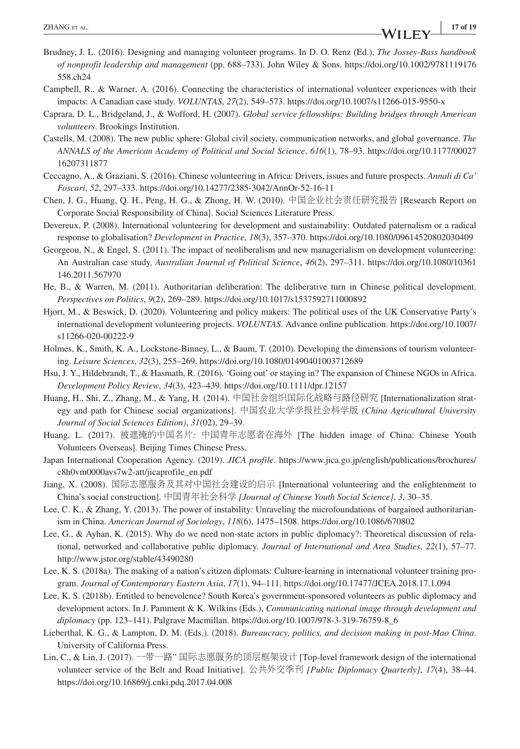Brudney, J. L. (2016). Designing and managing volunteer programs. In D. O. Renz (Ed.), *The Jossey-Bass handbook of nonprofit leadership and management* (pp. 688–733). John Wiley & Sons. https://doi.org/10.1002/9781119176558.ch24

Campbell, R., & Warner, A. (2016). Connecting the characteristics of international volunteer experiences with their impacts: A Canadian case study. *VOLUNTAS*, *27*(2), 549–573. https://doi.org/10.1007/s11266-015-9550-x

Caprara, D. L., Bridgeland, J., & Wofford, H. (2007). *Global service fellowships: Building bridges through American volunteers*. Brookings Institution.

Castells, M. (2008). The new public sphere: Global civil society, communication networks, and global governance. *The ANNALS of the American Academy of Political and Social Science*, *616*(1), 78–93. https://doi.org/10.1177/0002716207311877

Ceccagno, A., & Graziani, S. (2016). Chinese volunteering in Africa: Drivers, issues and future prospects. *Annali di Ca' Foscari*, *52*, 297–333. https://doi.org/10.14277/2385-3042/AnnOr-52-16-11

Chen, J. G., Huang, Q. H., Peng, H. G., & Zhong, H. W. (2010). 中国企业社会责任研究报告 [Research Report on Corporate Social Responsibility of China]. Social Sciences Literature Press.

Devereux, P. (2008). International volunteering for development and sustainability: Outdated paternalism or a radical response to globalisation? *Development in Practice*, *18*(3), 357–370. https://doi.org/10.1080/09614520802030409

Georgeou, N., & Engel, S. (2011). The impact of neoliberalism and new managerialism on development volunteering: An Australian case study. *Australian Journal of Political Science*, *46*(2), 297–311. https://doi.org/10.1080/10361146.2011.567970

He, B., & Warren, M. (2011). Authoritarian deliberation: The deliberative turn in Chinese political development. *Perspectives on Politics*, *9*(2), 269–289. https://doi.org/10.1017/s1537592711000892

Hjort, M., & Beswick, D. (2020). Volunteering and policy makers: The political uses of the UK Conservative Party's international development volunteering projects. *VOLUNTAS*. Advance online publication. https://doi.org/10.1007/s11266-020-00222-9

Holmes, K., Smith, K. A., Lockstone-Binney, L., & Baum, T. (2010). Developing the dimensions of tourism volunteering. *Leisure Sciences*, *32*(3), 255–269. https://doi.org/10.1080/01490401003712689

Hsu, J. Y., Hildebrandt, T., & Hasmath, R. (2016). 'Going out' or staying in? The expansion of Chinese NGOs in Africa. *Development Policy Review*, *34*(3), 423–439. https://doi.org/10.1111/dpr.12157

Huang, H., Shi, Z., Zhang, M., & Yang, H. (2014). 中国社会组织国际化战略与路径研究 [Internationalization strategy and path for Chinese social organizations]. 中国农业大学学报社会科学版 *(China Agricultural University Journal of Social Sciences Edition)*, *31*(02), 29–39.

Huang, L. (2017). 被遮掩的中国名片: 中国青年志愿者在海外 [The hidden image of China: Chinese Youth Volunteers Overseas]. Beijing Times Chinese Press.

Japan International Cooperation Agency. (2019). *JICA profile*. https://www.jica.go.jp/english/publications/brochures/c8h0vm0000avs7w2-att/jicaprofile_en.pdf

Jiang, X. (2008). 国际志愿服务及其对中国社会建设的启示 [International volunteering and the enlightenment to China's social construction]. 中国青年社会科学 *[Journal of Chinese Youth Social Science]*, *3*, 30–35.

Lee, C. K., & Zhang, Y. (2013). The power of instability: Unraveling the microfoundations of bargained authoritarianism in China. *American Journal of Sociology*, *118*(6), 1475–1508. https://doi.org/10.1086/670802

Lee, G., & Ayhan, K. (2015). Why do we need non-state actors in public diplomacy?: Theoretical discussion of relational, networked and collaborative public diplomacy. *Journal of International and Area Studies*, *22*(1), 57–77. http://www.jstor.org/stable/43490280

Lee, K. S. (2018a). The making of a nation's citizen diplomats: Culture-learning in international volunteer training program. *Journal of Contemporary Eastern Asia*, *17*(1), 94–111. https://doi.org/10.17477/JCEA.2018.17.1.094

Lee, K. S. (2018b). Entitled to benevolence? South Korea's government-sponsored volunteers as public diplomacy and development actors. In J. Pamment & K. Wilkins (Eds.), *Communicating national image through development and diplomacy* (pp. 123–141). Palgrave Macmillan. https://doi.org/10.1007/978-3-319-76759-8_6

Lieberthal, K. G., & Lampton, D. M. (Eds.). (2018). *Bureaucracy, politics, and decision making in post-Mao China*. University of California Press.

Lin, C., & Lin, J. (2017). 一带一路" 国际志愿服务的顶层框架设计 [Top-level framework design of the international volunteer service of the Belt and Road Initiative]. 公共外交季刊 *[Public Diplomacy Quarterly]*, *17*(4), 38–44. https://doi.org/10.16869/j.cnki.pdq.2017.04.008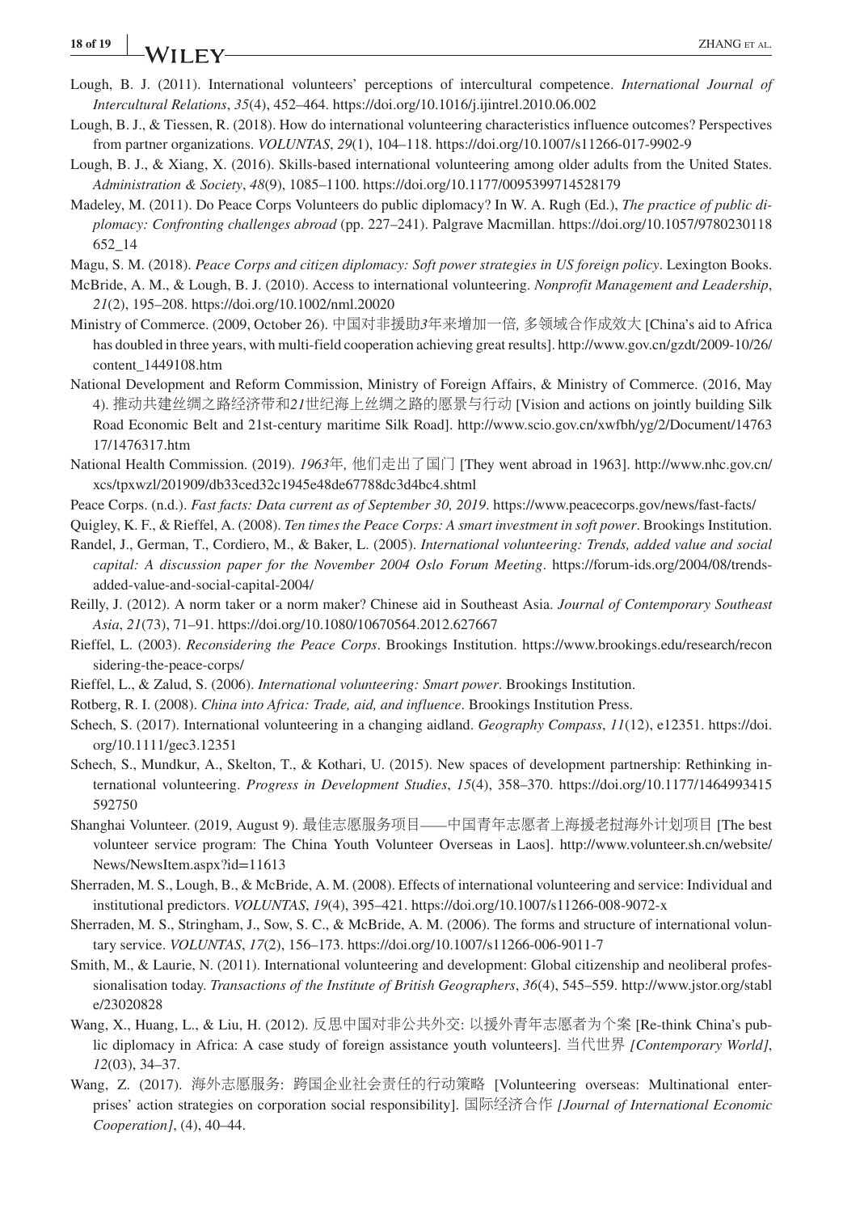Lough, B. J. (2011). International volunteers' perceptions of intercultural competence. *International Journal of Intercultural Relations*, *35*(4), 452–464. https://doi.org/10.1016/j.ijintrel.2010.06.002

Lough, B. J., & Tiessen, R. (2018). How do international volunteering characteristics influence outcomes? Perspectives from partner organizations. *VOLUNTAS*, *29*(1), 104–118. https://doi.org/10.1007/s11266-017-9902-9

Lough, B. J., & Xiang, X. (2016). Skills-based international volunteering among older adults from the United States. *Administration & Society*, *48*(9), 1085–1100. https://doi.org/10.1177/0095399714528179

Madeley, M. (2011). Do Peace Corps Volunteers do public diplomacy? In W. A. Rugh (Ed.), *The practice of public diplomacy: Confronting challenges abroad* (pp. 227–241). Palgrave Macmillan. https://doi.org/10.1057/9780230118652_14

Magu, S. M. (2018). *Peace Corps and citizen diplomacy: Soft power strategies in US foreign policy*. Lexington Books.

McBride, A. M., & Lough, B. J. (2010). Access to international volunteering. *Nonprofit Management and Leadership*, *21*(2), 195–208. https://doi.org/10.1002/nml.20020

Ministry of Commerce. (2009, October 26). 中国对非援助3年来增加一倍, 多领域合作成效大 [China's aid to Africa has doubled in three years, with multi-field cooperation achieving great results]. http://www.gov.cn/gzdt/2009-10/26/content_1449108.htm

National Development and Reform Commission, Ministry of Foreign Affairs, & Ministry of Commerce. (2016, May 4). 推动共建丝绸之路经济带和21世纪海上丝绸之路的愿景与行动 [Vision and actions on jointly building Silk Road Economic Belt and 21st-century maritime Silk Road]. http://www.scio.gov.cn/xwfbh/yg/2/Document/1476317/1476317.htm

National Health Commission. (2019). *1963年*, 他们走出了国门 [They went abroad in 1963]. http://www.nhc.gov.cn/xcs/tpxwzl/201909/db33ced32c1945e48de67788dc3d4bc4.shtml

Peace Corps. (n.d.). *Fast facts: Data current as of September 30, 2019*. https://www.peacecorps.gov/news/fast-facts/

Quigley, K. F., & Rieffel, A. (2008). *Ten times the Peace Corps: A smart investment in soft power*. Brookings Institution.

Randel, J., German, T., Cordiero, M., & Baker, L. (2005). *International volunteering: Trends, added value and social capital: A discussion paper for the November 2004 Oslo Forum Meeting*. https://forum-ids.org/2004/08/trends-added-value-and-social-capital-2004/

Reilly, J. (2012). A norm taker or a norm maker? Chinese aid in Southeast Asia. *Journal of Contemporary Southeast Asia*, *21*(73), 71–91. https://doi.org/10.1080/10670564.2012.627667

Rieffel, L. (2003). *Reconsidering the Peace Corps*. Brookings Institution. https://www.brookings.edu/research/reconsidering-the-peace-corps/

Rieffel, L., & Zalud, S. (2006). *International volunteering: Smart power*. Brookings Institution.

Rotberg, R. I. (2008). *China into Africa: Trade, aid, and influence*. Brookings Institution Press.

Schech, S. (2017). International volunteering in a changing aidland. *Geography Compass*, *11*(12), e12351. https://doi.org/10.1111/gec3.12351

Schech, S., Mundkur, A., Skelton, T., & Kothari, U. (2015). New spaces of development partnership: Rethinking international volunteering. *Progress in Development Studies*, *15*(4), 358–370. https://doi.org/10.1177/1464993415592750

Shanghai Volunteer. (2019, August 9). 最佳志愿服务项目——中国青年志愿者上海援老挝海外计划项目 [The best volunteer service program: The China Youth Volunteer Overseas in Laos]. http://www.volunteer.sh.cn/website/News/NewsItem.aspx?id=11613

Sherraden, M. S., Lough, B., & McBride, A. M. (2008). Effects of international volunteering and service: Individual and institutional predictors. *VOLUNTAS*, *19*(4), 395–421. https://doi.org/10.1007/s11266-008-9072-x

Sherraden, M. S., Stringham, J., Sow, S. C., & McBride, A. M. (2006). The forms and structure of international voluntary service. *VOLUNTAS*, *17*(2), 156–173. https://doi.org/10.1007/s11266-006-9011-7

Smith, M., & Laurie, N. (2011). International volunteering and development: Global citizenship and neoliberal professionalisation today. *Transactions of the Institute of British Geographers*, *36*(4), 545–559. http://www.jstor.org/stable/23020828

Wang, X., Huang, L., & Liu, H. (2012). 反思中国对非公共外交: 以援外青年志愿者为个案 [Re-think China's public diplomacy in Africa: A case study of foreign assistance youth volunteers]. 当代世界 *[Contemporary World]*, *12*(03), 34–37.

Wang, Z. (2017). 海外志愿服务: 跨国企业社会责任的行动策略 [Volunteering overseas: Multinational enterprises' action strategies on corporation social responsibility]. 国际经济合作 *[Journal of International Economic Cooperation]*, (4), 40–44.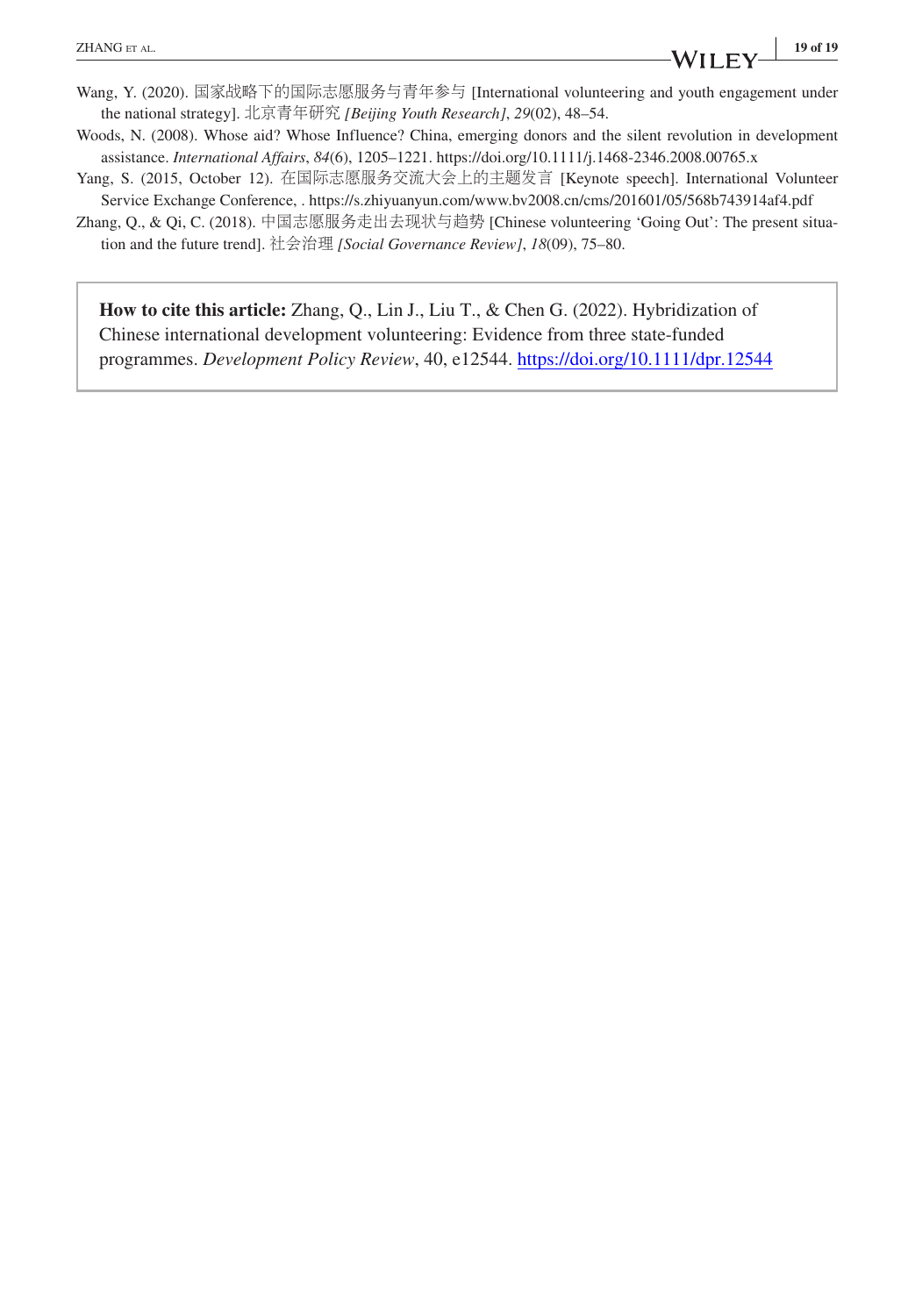Wang, Y. (2020). 国家战略下的国际志愿服务与青年参与 [International volunteering and youth engagement under the national strategy]. 北京青年研究 *[Beijing Youth Research]*, *29*(02), 48–54.

Woods, N. (2008). Whose aid? Whose Influence? China, emerging donors and the silent revolution in development assistance. *International Affairs*, *84*(6), 1205–1221. https://doi.org/10.1111/j.1468-2346.2008.00765.x

Yang, S. (2015, October 12). 在国际志愿服务交流大会上的主题发言 [Keynote speech]. International Volunteer Service Exchange Conference, . https://s.zhiyuanyun.com/www.bv2008.cn/cms/201601/05/568b743914af4.pdf

Zhang, Q., & Qi, C. (2018). 中国志愿服务走出去现状与趋势 [Chinese volunteering 'Going Out': The present situation and the future trend]. 社会治理 *[Social Governance Review]*, *18*(09), 75–80.

**How to cite this article:** Zhang, Q., Lin J., Liu T., & Chen G. (2022). Hybridization of Chinese international development volunteering: Evidence from three state-funded programmes. *Development Policy Review*, 40, e12544. https://doi.org/10.1111/dpr.12544